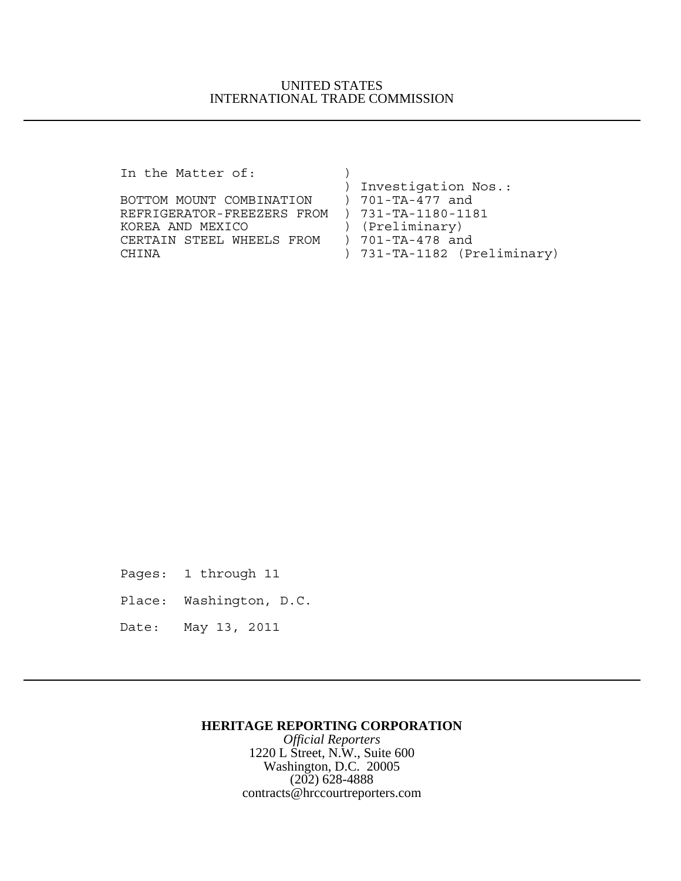UNITED STATES
INTERNATIONAL TRADE COMMISSION

```
In the Matter of:            )
                             ) Investigation Nos.:
BOTTOM MOUNT COMBINATION     ) 701-TA-477 and
REFRIGERATOR-FREEZERS FROM   ) 731-TA-1180-1181
KOREA AND MEXICO             ) (Preliminary)
CERTAIN STEEL WHEELS FROM    ) 701-TA-478 and
CHINA                        ) 731-TA-1182 (Preliminary)
```

Pages: 1 through 11

Place: Washington, D.C.

Date: May 13, 2011

**HERITAGE REPORTING CORPORATION**
*Official Reporters*
1220 L Street, N.W., Suite 600
Washington, D.C. 20005
(202) 628-4888
contracts@hrccourtreporters.com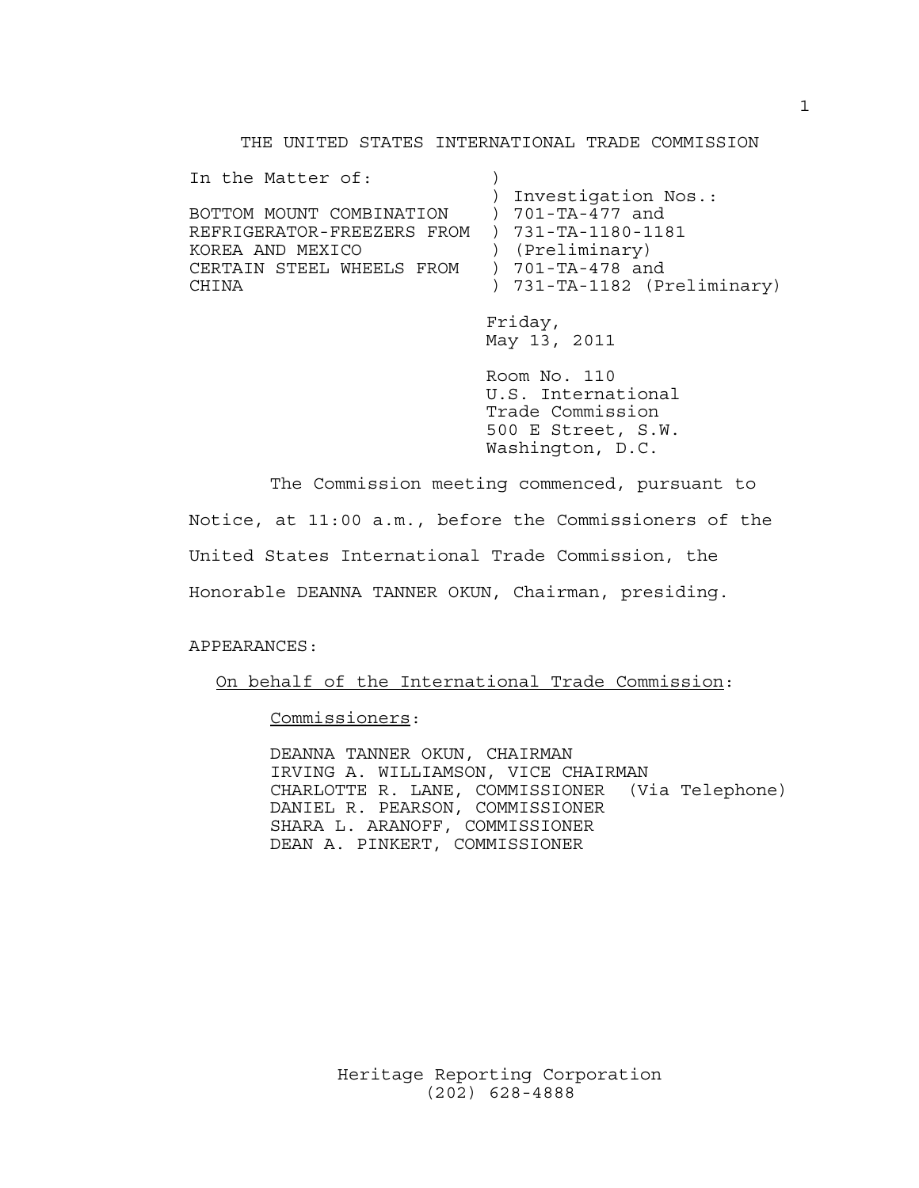THE UNITED STATES INTERNATIONAL TRADE COMMISSION

```
In the Matter of:            )
                             ) Investigation Nos.:
BOTTOM MOUNT COMBINATION     ) 701-TA-477 and
REFRIGERATOR-FREEZERS FROM   ) 731-TA-1180-1181
KOREA AND MEXICO             ) (Preliminary)
CERTAIN STEEL WHEELS FROM    ) 701-TA-478 and
CHINA                        ) 731-TA-1182 (Preliminary)
```

Friday,
May 13, 2011

Room No. 110
U.S. International
Trade Commission
500 E Street, S.W.
Washington, D.C.

The Commission meeting commenced, pursuant to Notice, at 11:00 a.m., before the Commissioners of the United States International Trade Commission, the Honorable DEANNA TANNER OKUN, Chairman, presiding.

APPEARANCES:

On behalf of the International Trade Commission:

Commissioners:

DEANNA TANNER OKUN, CHAIRMAN
IRVING A. WILLIAMSON, VICE CHAIRMAN
CHARLOTTE R. LANE, COMMISSIONER (Via Telephone)
DANIEL R. PEARSON, COMMISSIONER
SHARA L. ARANOFF, COMMISSIONER
DEAN A. PINKERT, COMMISSIONER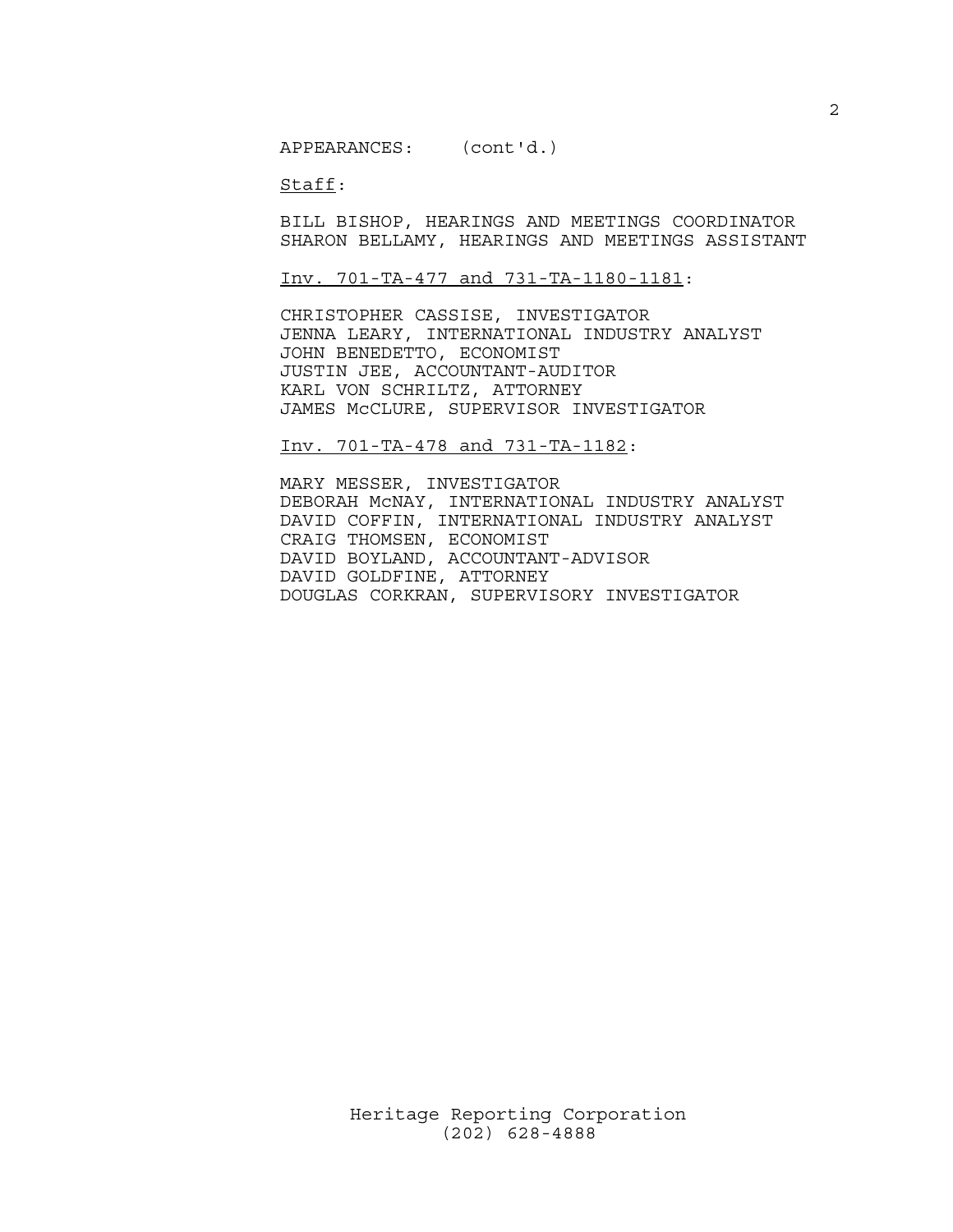APPEARANCES: (cont'd.)

Staff:

BILL BISHOP, HEARINGS AND MEETINGS COORDINATOR
SHARON BELLAMY, HEARINGS AND MEETINGS ASSISTANT

Inv. 701-TA-477 and 731-TA-1180-1181:

CHRISTOPHER CASSISE, INVESTIGATOR
JENNA LEARY, INTERNATIONAL INDUSTRY ANALYST
JOHN BENEDETTO, ECONOMIST
JUSTIN JEE, ACCOUNTANT-AUDITOR
KARL VON SCHRILTZ, ATTORNEY
JAMES McCLURE, SUPERVISOR INVESTIGATOR

Inv. 701-TA-478 and 731-TA-1182:

MARY MESSER, INVESTIGATOR
DEBORAH McNAY, INTERNATIONAL INDUSTRY ANALYST
DAVID COFFIN, INTERNATIONAL INDUSTRY ANALYST
CRAIG THOMSEN, ECONOMIST
DAVID BOYLAND, ACCOUNTANT-ADVISOR
DAVID GOLDFINE, ATTORNEY
DOUGLAS CORKRAN, SUPERVISORY INVESTIGATOR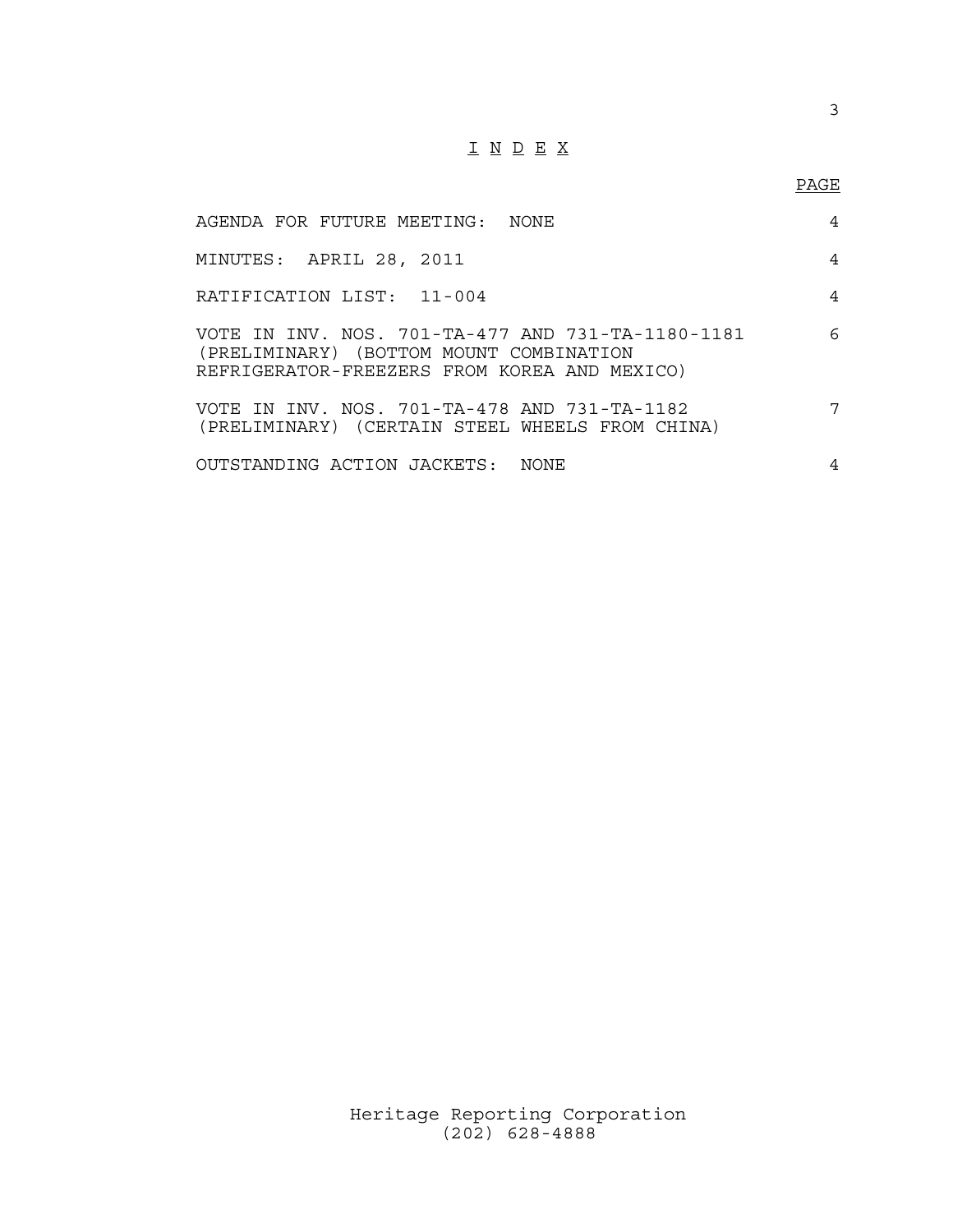# I N D E X

| | PAGE |
|---|---|
| AGENDA FOR FUTURE MEETING: NONE | 4 |
| MINUTES: APRIL 28, 2011 | 4 |
| RATIFICATION LIST: 11-004 | 4 |
| VOTE IN INV. NOS. 701-TA-477 AND 731-TA-1180-1181 (PRELIMINARY) (BOTTOM MOUNT COMBINATION REFRIGERATOR-FREEZERS FROM KOREA AND MEXICO) | 6 |
| VOTE IN INV. NOS. 701-TA-478 AND 731-TA-1182 (PRELIMINARY) (CERTAIN STEEL WHEELS FROM CHINA) | 7 |
| OUTSTANDING ACTION JACKETS: NONE | 4 |

Heritage Reporting Corporation
(202) 628-4888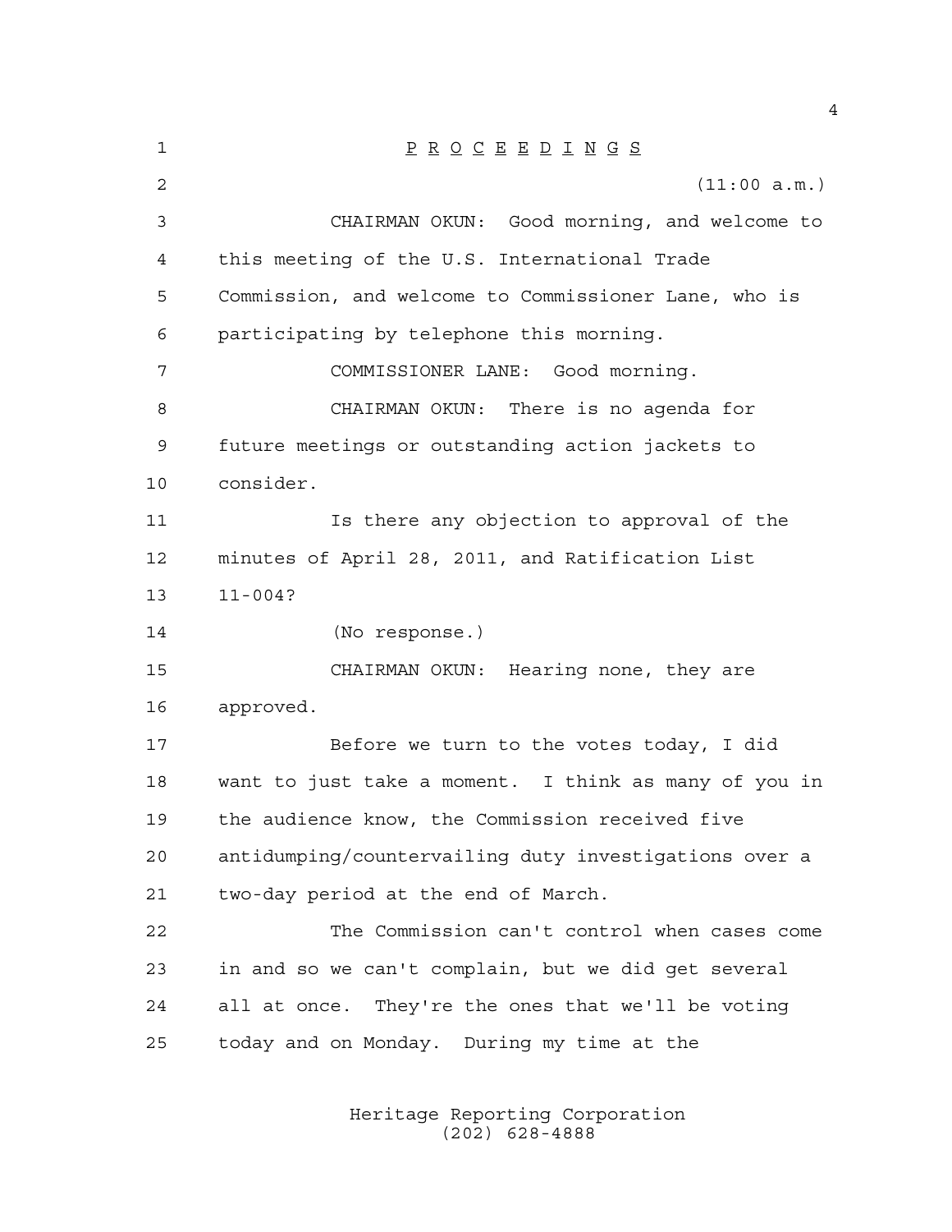P R O C E E D I N G S

(11:00 a.m.)

CHAIRMAN OKUN: Good morning, and welcome to this meeting of the U.S. International Trade Commission, and welcome to Commissioner Lane, who is participating by telephone this morning.

COMMISSIONER LANE: Good morning.

CHAIRMAN OKUN: There is no agenda for future meetings or outstanding action jackets to consider.

Is there any objection to approval of the minutes of April 28, 2011, and Ratification List 11-004?

(No response.)

CHAIRMAN OKUN: Hearing none, they are approved.

Before we turn to the votes today, I did want to just take a moment. I think as many of you in the audience know, the Commission received five antidumping/countervailing duty investigations over a two-day period at the end of March.

The Commission can't control when cases come in and so we can't complain, but we did get several all at once. They're the ones that we'll be voting today and on Monday. During my time at the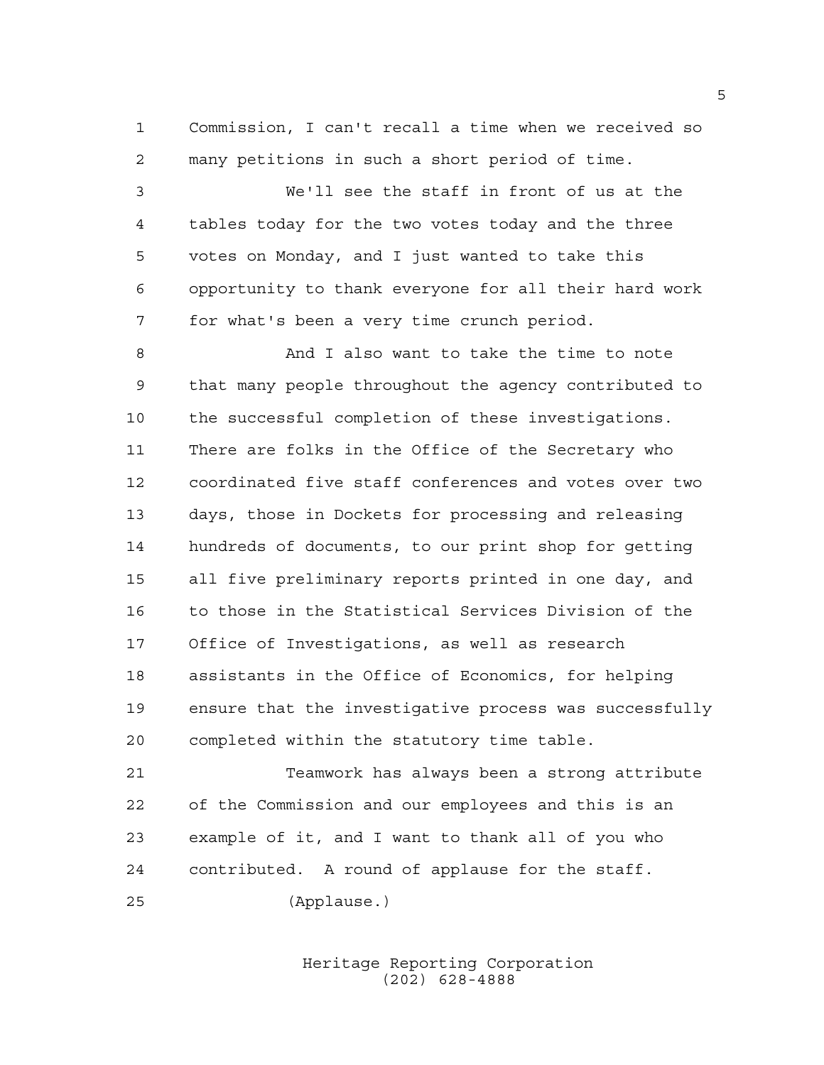Commission, I can't recall a time when we received so many petitions in such a short period of time.

We'll see the staff in front of us at the tables today for the two votes today and the three votes on Monday, and I just wanted to take this opportunity to thank everyone for all their hard work for what's been a very time crunch period.

And I also want to take the time to note that many people throughout the agency contributed to the successful completion of these investigations. There are folks in the Office of the Secretary who coordinated five staff conferences and votes over two days, those in Dockets for processing and releasing hundreds of documents, to our print shop for getting all five preliminary reports printed in one day, and to those in the Statistical Services Division of the Office of Investigations, as well as research assistants in the Office of Economics, for helping ensure that the investigative process was successfully completed within the statutory time table.

Teamwork has always been a strong attribute of the Commission and our employees and this is an example of it, and I want to thank all of you who contributed. A round of applause for the staff.

(Applause.)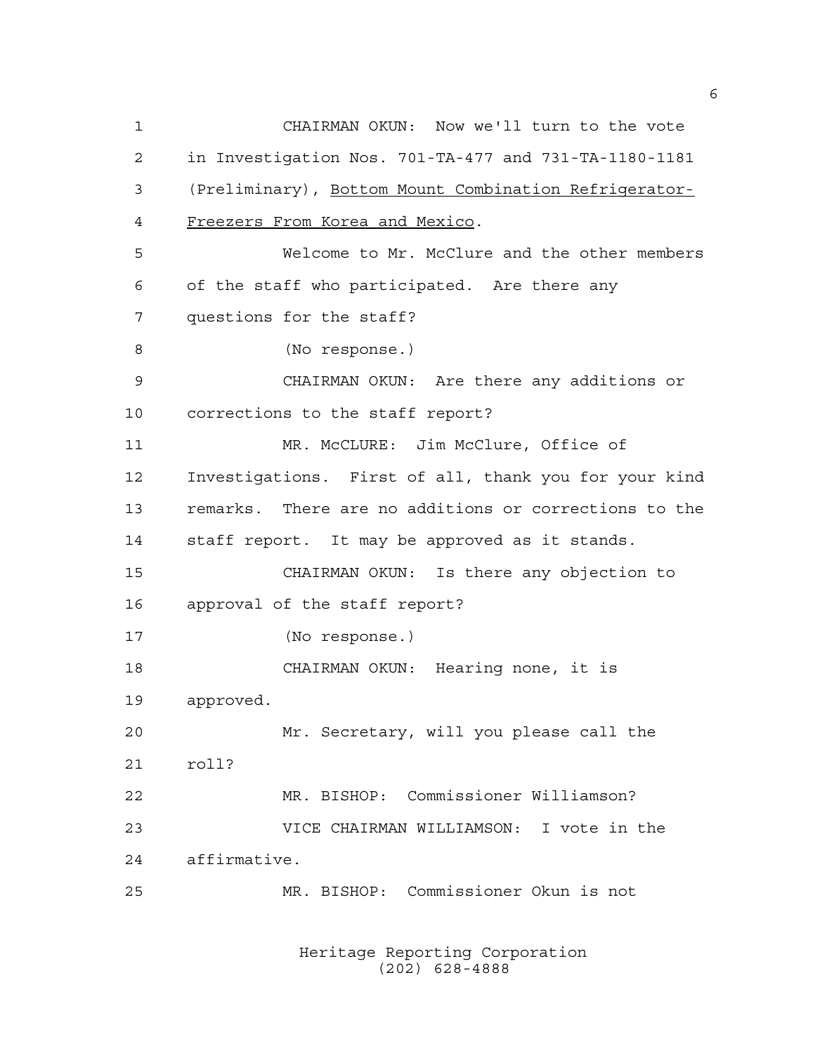CHAIRMAN OKUN: Now we'll turn to the vote in Investigation Nos. 701-TA-477 and 731-TA-1180-1181 (Preliminary), Bottom Mount Combination Refrigerator-Freezers From Korea and Mexico.

Welcome to Mr. McClure and the other members of the staff who participated. Are there any questions for the staff?

(No response.)

CHAIRMAN OKUN: Are there any additions or corrections to the staff report?

MR. McCLURE: Jim McClure, Office of Investigations. First of all, thank you for your kind remarks. There are no additions or corrections to the staff report. It may be approved as it stands.

CHAIRMAN OKUN: Is there any objection to approval of the staff report?

(No response.)

CHAIRMAN OKUN: Hearing none, it is approved.

Mr. Secretary, will you please call the roll?

MR. BISHOP: Commissioner Williamson?

VICE CHAIRMAN WILLIAMSON: I vote in the affirmative.

MR. BISHOP: Commissioner Okun is not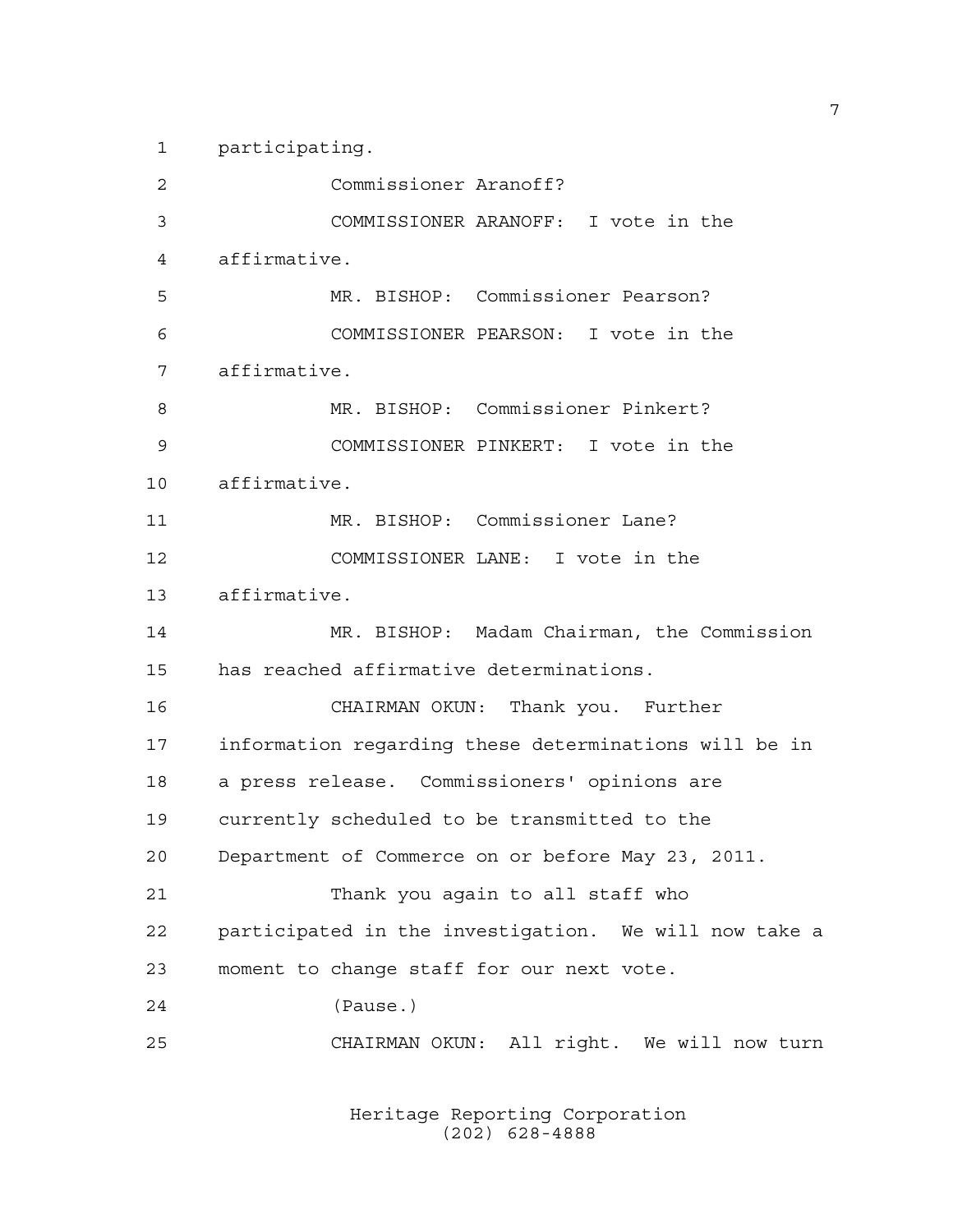participating.

Commissioner Aranoff?

COMMISSIONER ARANOFF: I vote in the affirmative.

MR. BISHOP: Commissioner Pearson?

COMMISSIONER PEARSON: I vote in the affirmative.

MR. BISHOP: Commissioner Pinkert?

COMMISSIONER PINKERT: I vote in the affirmative.

MR. BISHOP: Commissioner Lane?

COMMISSIONER LANE: I vote in the affirmative.

MR. BISHOP: Madam Chairman, the Commission has reached affirmative determinations.

CHAIRMAN OKUN: Thank you. Further information regarding these determinations will be in a press release. Commissioners' opinions are currently scheduled to be transmitted to the Department of Commerce on or before May 23, 2011.

Thank you again to all staff who participated in the investigation. We will now take a moment to change staff for our next vote.

(Pause.)

CHAIRMAN OKUN: All right. We will now turn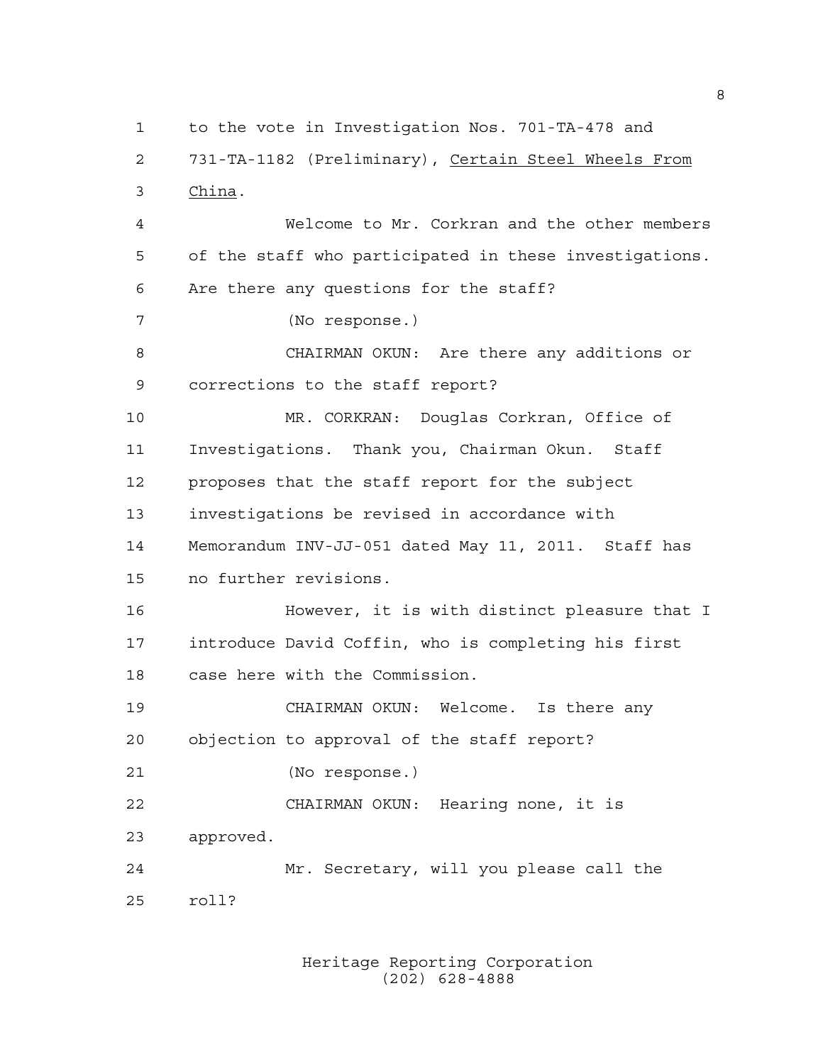to the vote in Investigation Nos. 701-TA-478 and 731-TA-1182 (Preliminary), Certain Steel Wheels From China.

Welcome to Mr. Corkran and the other members of the staff who participated in these investigations. Are there any questions for the staff?

(No response.)

CHAIRMAN OKUN: Are there any additions or corrections to the staff report?

MR. CORKRAN: Douglas Corkran, Office of Investigations. Thank you, Chairman Okun. Staff proposes that the staff report for the subject investigations be revised in accordance with Memorandum INV-JJ-051 dated May 11, 2011. Staff has no further revisions.

However, it is with distinct pleasure that I introduce David Coffin, who is completing his first case here with the Commission.

CHAIRMAN OKUN: Welcome. Is there any objection to approval of the staff report?

(No response.)

CHAIRMAN OKUN: Hearing none, it is approved.

Mr. Secretary, will you please call the roll?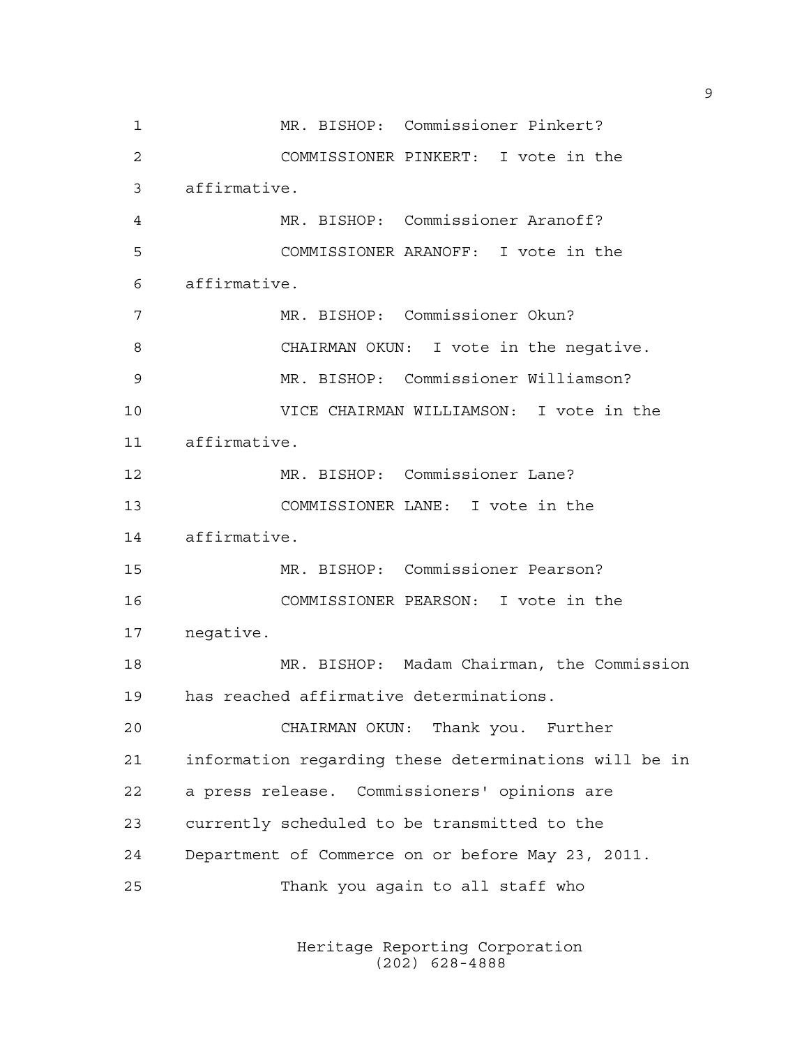MR. BISHOP: Commissioner Pinkert?

COMMISSIONER PINKERT: I vote in the affirmative.

MR. BISHOP: Commissioner Aranoff?

COMMISSIONER ARANOFF: I vote in the affirmative.

MR. BISHOP: Commissioner Okun?

CHAIRMAN OKUN: I vote in the negative.

MR. BISHOP: Commissioner Williamson?

VICE CHAIRMAN WILLIAMSON: I vote in the affirmative.

MR. BISHOP: Commissioner Lane?

COMMISSIONER LANE: I vote in the affirmative.

MR. BISHOP: Commissioner Pearson?

COMMISSIONER PEARSON: I vote in the negative.

MR. BISHOP: Madam Chairman, the Commission has reached affirmative determinations.

CHAIRMAN OKUN: Thank you. Further information regarding these determinations will be in a press release. Commissioners' opinions are currently scheduled to be transmitted to the Department of Commerce on or before May 23, 2011.

Thank you again to all staff who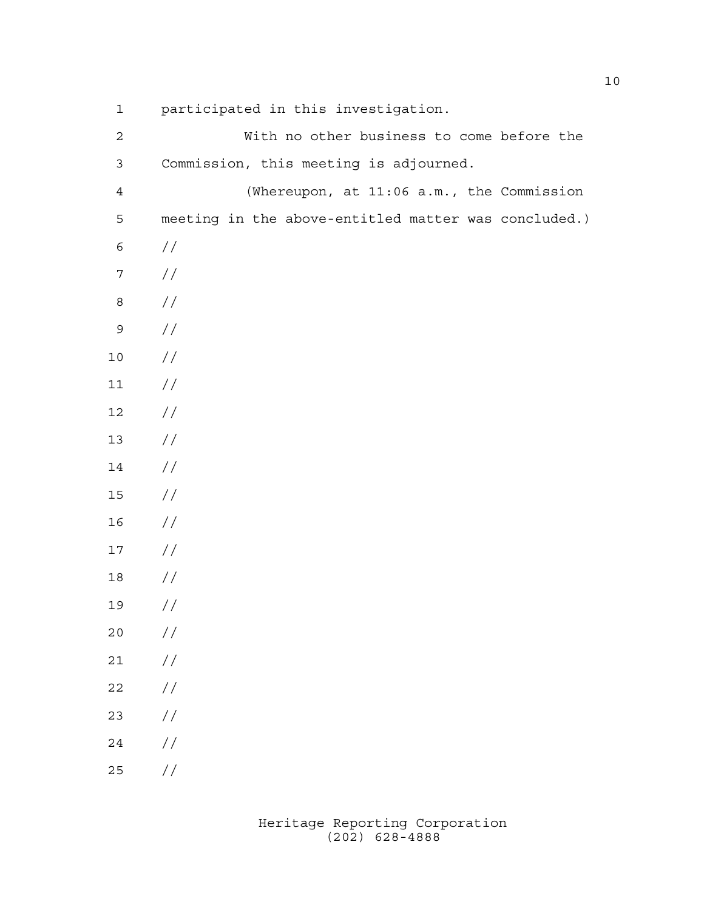participated in this investigation.

With no other business to come before the Commission, this meeting is adjourned.

(Whereupon, at 11:06 a.m., the Commission meeting in the above-entitled matter was concluded.)

//

//

//

//

//

//

//

//

//

//

//

//

//

//

//

//

//

//

//

//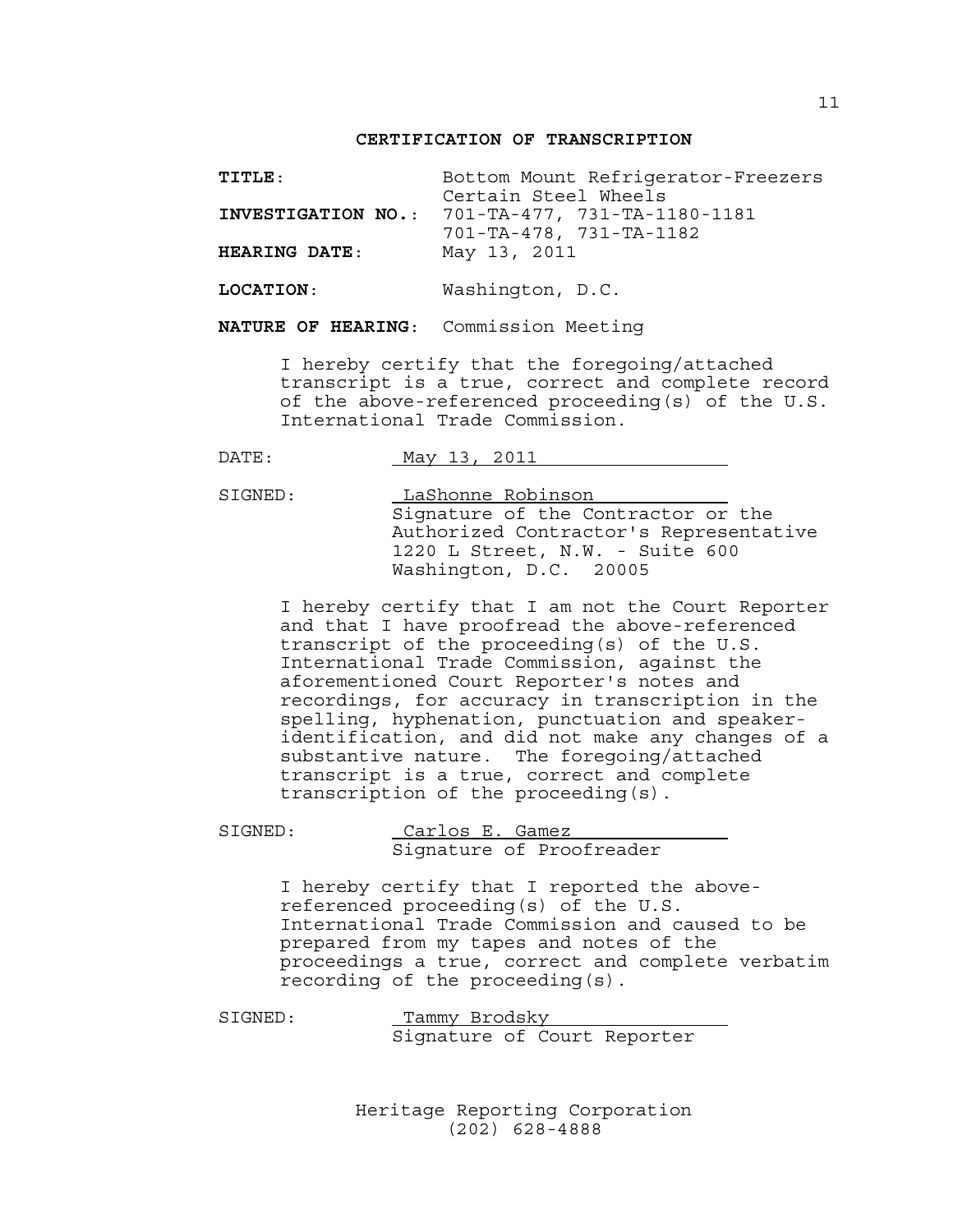**CERTIFICATION OF TRANSCRIPTION**

**TITLE**: Bottom Mount Refrigerator-Freezers
Certain Steel Wheels

**INVESTIGATION NO.**: 701-TA-477, 731-TA-1180-1181
701-TA-478, 731-TA-1182

**HEARING DATE**: May 13, 2011

**LOCATION**: Washington, D.C.

**NATURE OF HEARING**: Commission Meeting

I hereby certify that the foregoing/attached transcript is a true, correct and complete record of the above-referenced proceeding(s) of the U.S. International Trade Commission.

DATE: May 13, 2011

SIGNED: LaShonne Robinson
Signature of the Contractor or the Authorized Contractor's Representative
1220 L Street, N.W. - Suite 600
Washington, D.C. 20005

I hereby certify that I am not the Court Reporter and that I have proofread the above-referenced transcript of the proceeding(s) of the U.S. International Trade Commission, against the aforementioned Court Reporter's notes and recordings, for accuracy in transcription in the spelling, hyphenation, punctuation and speaker-identification, and did not make any changes of a substantive nature. The foregoing/attached transcript is a true, correct and complete transcription of the proceeding(s).

SIGNED: Carlos E. Gamez
Signature of Proofreader

I hereby certify that I reported the above-referenced proceeding(s) of the U.S. International Trade Commission and caused to be prepared from my tapes and notes of the proceedings a true, correct and complete verbatim recording of the proceeding(s).

SIGNED: Tammy Brodsky
Signature of Court Reporter

Heritage Reporting Corporation
(202) 628-4888